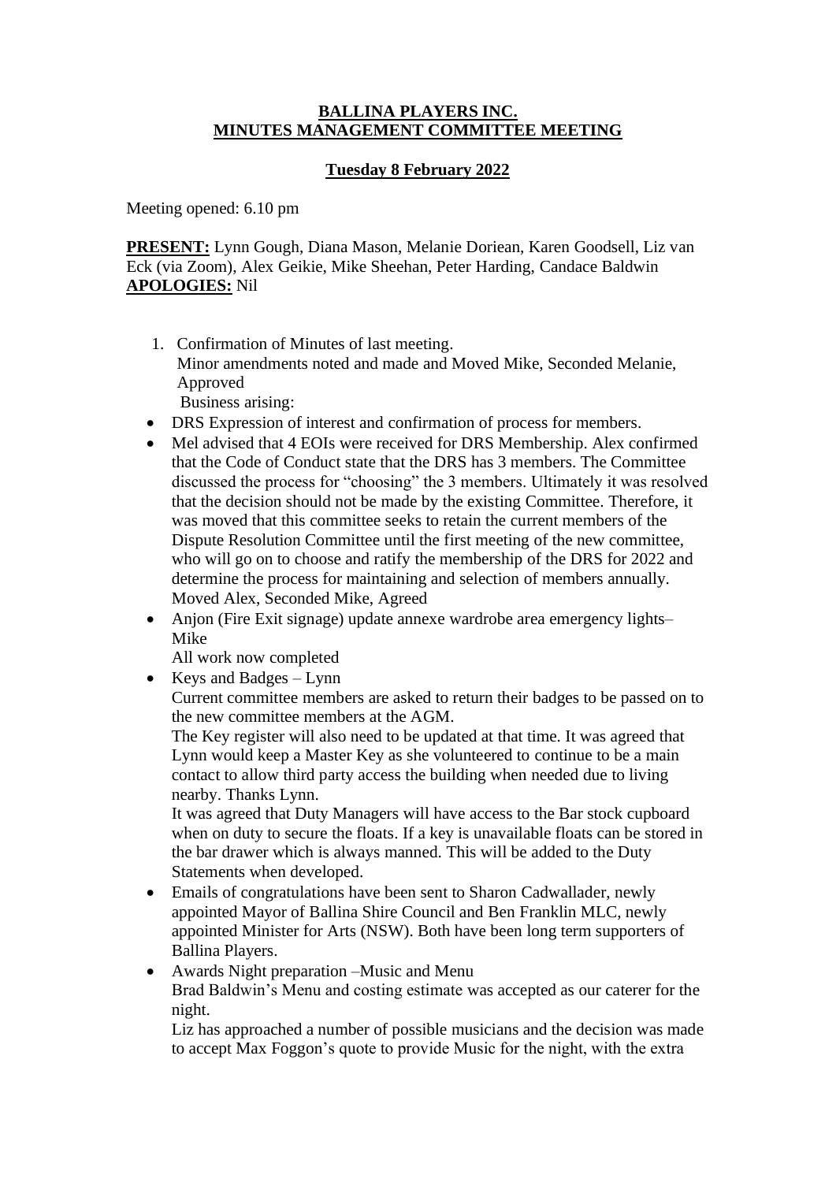**BALLINA PLAYERS INC.**
**MINUTES MANAGEMENT COMMITTEE MEETING**

**Tuesday 8 February 2022**

Meeting opened: 6.10 pm

**PRESENT:** Lynn Gough, Diana Mason, Melanie Doriean, Karen Goodsell, Liz van Eck (via Zoom), Alex Geikie, Mike Sheehan, Peter Harding, Candace Baldwin
**APOLOGIES:** Nil

1. Confirmation of Minutes of last meeting.
   Minor amendments noted and made and Moved Mike, Seconded Melanie, Approved
   Business arising:

- DRS Expression of interest and confirmation of process for members.
- Mel advised that 4 EOIs were received for DRS Membership. Alex confirmed that the Code of Conduct state that the DRS has 3 members. The Committee discussed the process for "choosing" the 3 members. Ultimately it was resolved that the decision should not be made by the existing Committee. Therefore, it was moved that this committee seeks to retain the current members of the Dispute Resolution Committee until the first meeting of the new committee, who will go on to choose and ratify the membership of the DRS for 2022 and determine the process for maintaining and selection of members annually. Moved Alex, Seconded Mike, Agreed
- Anjon (Fire Exit signage) update annexe wardrobe area emergency lights– Mike
  All work now completed
- Keys and Badges – Lynn
  Current committee members are asked to return their badges to be passed on to the new committee members at the AGM.
  The Key register will also need to be updated at that time. It was agreed that Lynn would keep a Master Key as she volunteered to continue to be a main contact to allow third party access the building when needed due to living nearby. Thanks Lynn.
  It was agreed that Duty Managers will have access to the Bar stock cupboard when on duty to secure the floats. If a key is unavailable floats can be stored in the bar drawer which is always manned. This will be added to the Duty Statements when developed.
- Emails of congratulations have been sent to Sharon Cadwallader, newly appointed Mayor of Ballina Shire Council and Ben Franklin MLC, newly appointed Minister for Arts (NSW). Both have been long term supporters of Ballina Players.
- Awards Night preparation –Music and Menu
  Brad Baldwin's Menu and costing estimate was accepted as our caterer for the night.
  Liz has approached a number of possible musicians and the decision was made to accept Max Foggon's quote to provide Music for the night, with the extra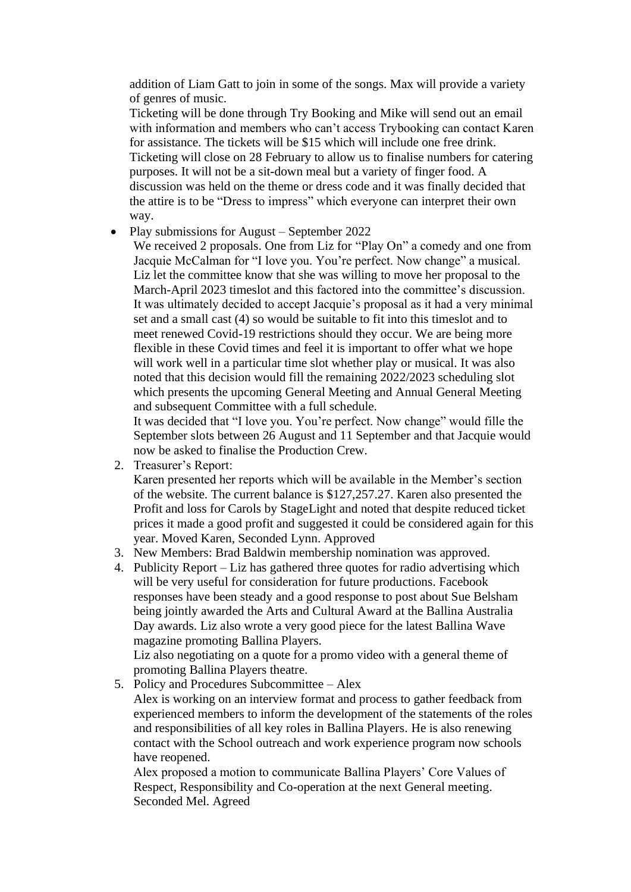addition of Liam Gatt to join in some of the songs. Max will provide a variety of genres of music.

Ticketing will be done through Try Booking and Mike will send out an email with information and members who can't access Trybooking can contact Karen for assistance. The tickets will be $15 which will include one free drink. Ticketing will close on 28 February to allow us to finalise numbers for catering purposes. It will not be a sit-down meal but a variety of finger food. A discussion was held on the theme or dress code and it was finally decided that the attire is to be "Dress to impress" which everyone can interpret their own way.

- Play submissions for August – September 2022

  We received 2 proposals. One from Liz for "Play On" a comedy and one from Jacquie McCalman for "I love you. You're perfect. Now change" a musical. Liz let the committee know that she was willing to move her proposal to the March-April 2023 timeslot and this factored into the committee's discussion. It was ultimately decided to accept Jacquie's proposal as it had a very minimal set and a small cast (4) so would be suitable to fit into this timeslot and to meet renewed Covid-19 restrictions should they occur. We are being more flexible in these Covid times and feel it is important to offer what we hope will work well in a particular time slot whether play or musical. It was also noted that this decision would fill the remaining 2022/2023 scheduling slot which presents the upcoming General Meeting and Annual General Meeting and subsequent Committee with a full schedule.

  It was decided that "I love you. You're perfect. Now change" would fille the September slots between 26 August and 11 September and that Jacquie would now be asked to finalise the Production Crew.

2. Treasurer's Report:

   Karen presented her reports which will be available in the Member's section of the website. The current balance is $127,257.27. Karen also presented the Profit and loss for Carols by StageLight and noted that despite reduced ticket prices it made a good profit and suggested it could be considered again for this year. Moved Karen, Seconded Lynn. Approved

3. New Members: Brad Baldwin membership nomination was approved.

4. Publicity Report – Liz has gathered three quotes for radio advertising which will be very useful for consideration for future productions. Facebook responses have been steady and a good response to post about Sue Belsham being jointly awarded the Arts and Cultural Award at the Ballina Australia Day awards. Liz also wrote a very good piece for the latest Ballina Wave magazine promoting Ballina Players.

   Liz also negotiating on a quote for a promo video with a general theme of promoting Ballina Players theatre.

5. Policy and Procedures Subcommittee – Alex

   Alex is working on an interview format and process to gather feedback from experienced members to inform the development of the statements of the roles and responsibilities of all key roles in Ballina Players. He is also renewing contact with the School outreach and work experience program now schools have reopened.

   Alex proposed a motion to communicate Ballina Players' Core Values of Respect, Responsibility and Co-operation at the next General meeting. Seconded Mel. Agreed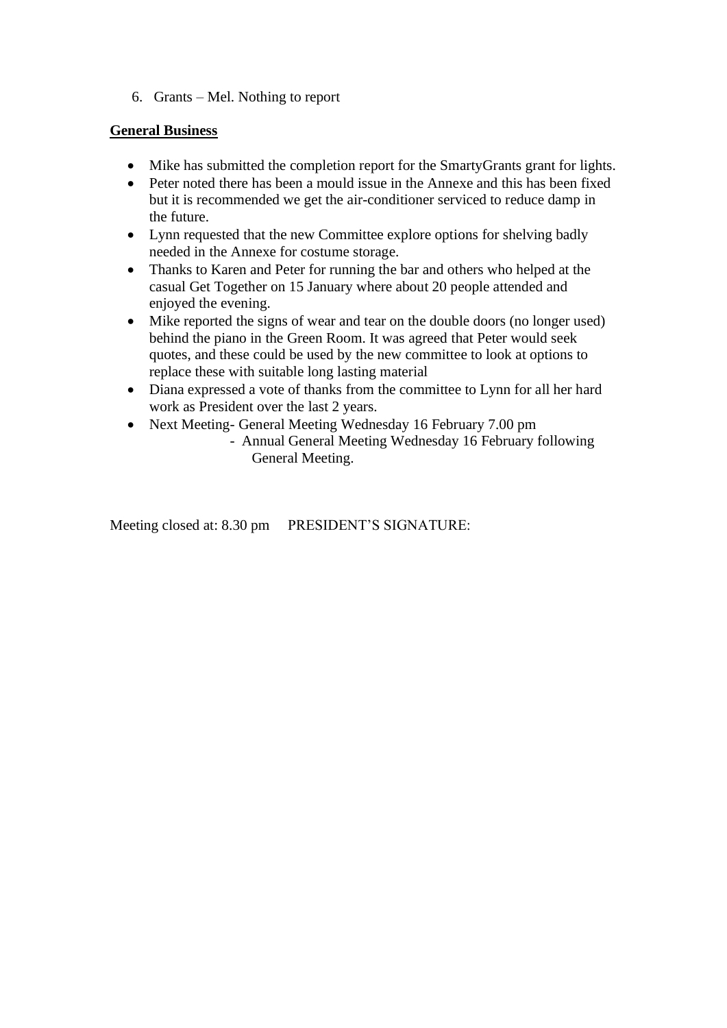6. Grants – Mel. Nothing to report

**General Business**

- Mike has submitted the completion report for the SmartyGrants grant for lights.
- Peter noted there has been a mould issue in the Annexe and this has been fixed but it is recommended we get the air-conditioner serviced to reduce damp in the future.
- Lynn requested that the new Committee explore options for shelving badly needed in the Annexe for costume storage.
- Thanks to Karen and Peter for running the bar and others who helped at the casual Get Together on 15 January where about 20 people attended and enjoyed the evening.
- Mike reported the signs of wear and tear on the double doors (no longer used) behind the piano in the Green Room. It was agreed that Peter would seek quotes, and these could be used by the new committee to look at options to replace these with suitable long lasting material
- Diana expressed a vote of thanks from the committee to Lynn for all her hard work as President over the last 2 years.
- Next Meeting- General Meeting Wednesday 16 February 7.00 pm
  - Annual General Meeting Wednesday 16 February following General Meeting.

Meeting closed at: 8.30 pm PRESIDENT'S SIGNATURE: